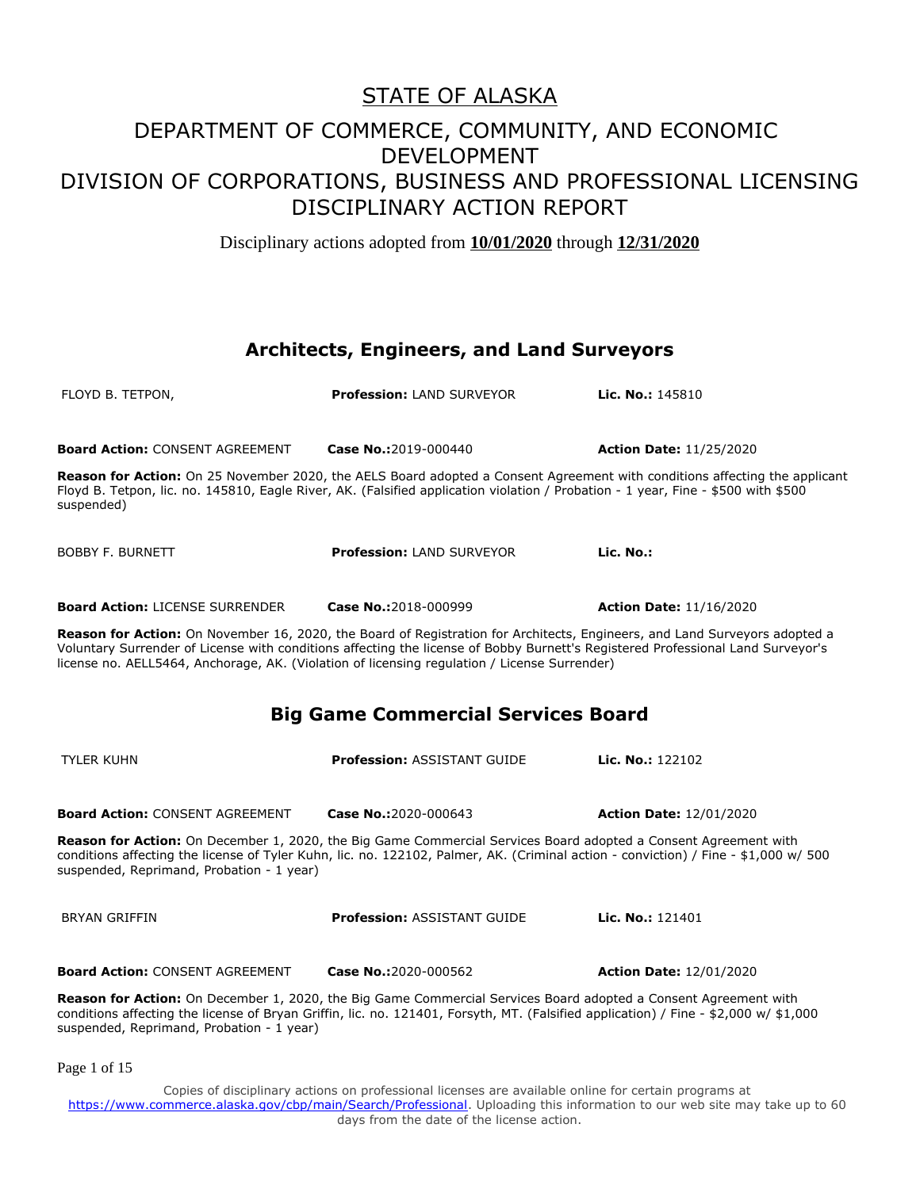# STATE OF ALASKA

## DEPARTMENT OF COMMERCE, COMMUNITY, AND ECONOMIC DEVELOPMENT
## DIVISION OF CORPORATIONS, BUSINESS AND PROFESSIONAL LICENSING
## DISCIPLINARY ACTION REPORT

Disciplinary actions adopted from **10/01/2020** through **12/31/2020**

### Architects, Engineers, and Land Surveyors

FLOYD B. TETPON, **Profession:** LAND SURVEYOR **Lic. No.:** 145810

**Board Action:** CONSENT AGREEMENT **Case No.:** 2019-000440 **Action Date:** 11/25/2020

**Reason for Action:** On 25 November 2020, the AELS Board adopted a Consent Agreement with conditions affecting the applicant Floyd B. Tetpon, lic. no. 145810, Eagle River, AK. (Falsified application violation / Probation - 1 year, Fine - $500 with $500 suspended)

BOBBY F. BURNETT **Profession:** LAND SURVEYOR **Lic. No.:**

**Board Action:** LICENSE SURRENDER **Case No.:** 2018-000999 **Action Date:** 11/16/2020

**Reason for Action:** On November 16, 2020, the Board of Registration for Architects, Engineers, and Land Surveyors adopted a Voluntary Surrender of License with conditions affecting the license of Bobby Burnett's Registered Professional Land Surveyor's license no. AELL5464, Anchorage, AK. (Violation of licensing regulation / License Surrender)

### Big Game Commercial Services Board

TYLER KUHN **Profession:** ASSISTANT GUIDE **Lic. No.:** 122102

**Board Action:** CONSENT AGREEMENT **Case No.:** 2020-000643 **Action Date:** 12/01/2020

**Reason for Action:** On December 1, 2020, the Big Game Commercial Services Board adopted a Consent Agreement with conditions affecting the license of Tyler Kuhn, lic. no. 122102, Palmer, AK. (Criminal action - conviction) / Fine - $1,000 w/ 500 suspended, Reprimand, Probation - 1 year)

BRYAN GRIFFIN **Profession:** ASSISTANT GUIDE **Lic. No.:** 121401

**Board Action:** CONSENT AGREEMENT **Case No.:** 2020-000562 **Action Date:** 12/01/2020

**Reason for Action:** On December 1, 2020, the Big Game Commercial Services Board adopted a Consent Agreement with conditions affecting the license of Bryan Griffin, lic. no. 121401, Forsyth, MT. (Falsified application) / Fine - $2,000 w/ $1,000 suspended, Reprimand, Probation - 1 year)

Copies of disciplinary actions on professional licenses are available online for certain programs at https://www.commerce.alaska.gov/cbp/main/Search/Professional. Uploading this information to our web site may take up to 60 days from the date of the license action.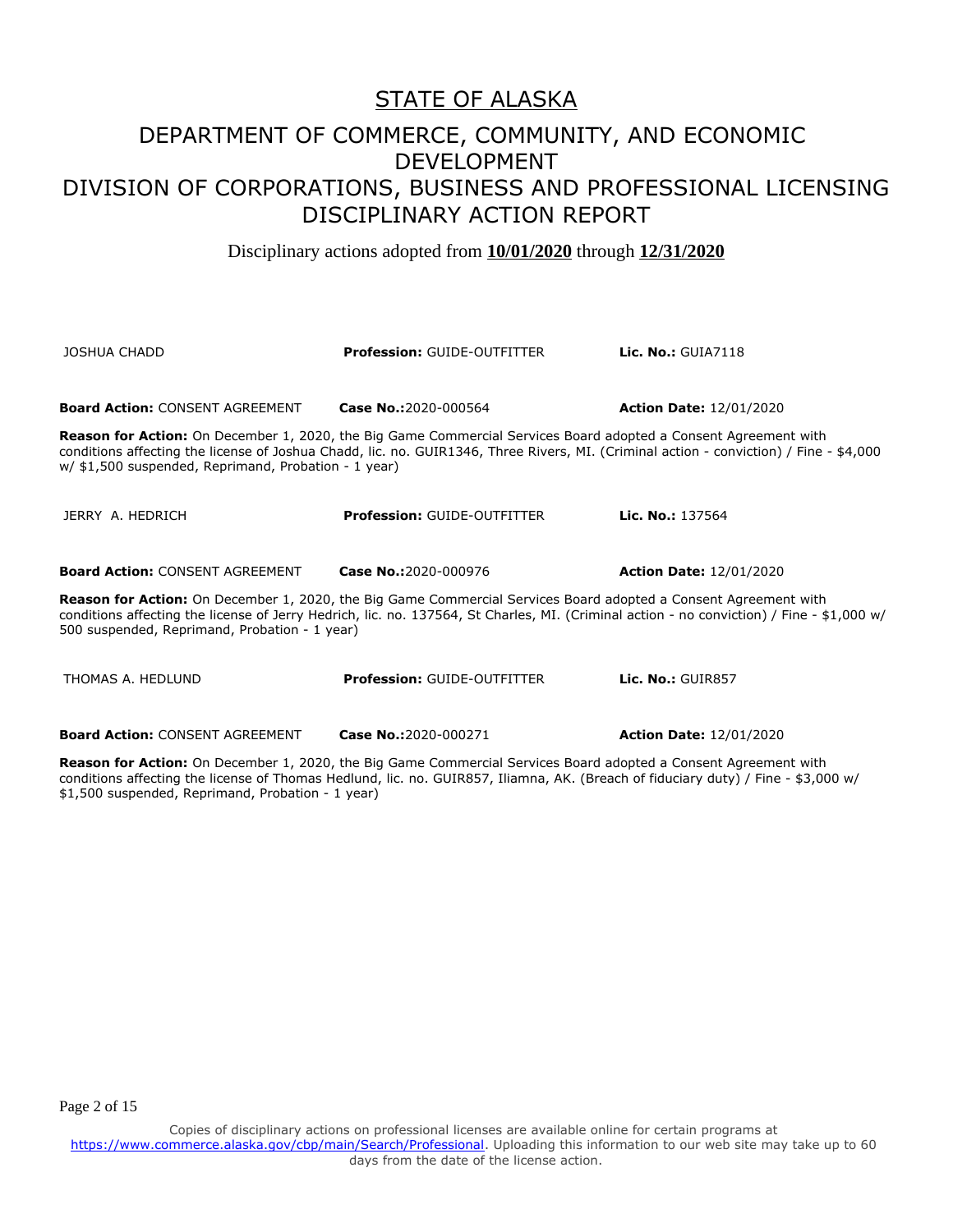# STATE OF ALASKA

## DEPARTMENT OF COMMERCE, COMMUNITY, AND ECONOMIC DEVELOPMENT
## DIVISION OF CORPORATIONS, BUSINESS AND PROFESSIONAL LICENSING
## DISCIPLINARY ACTION REPORT

Disciplinary actions adopted from **10/01/2020** through **12/31/2020**

JOSHUA CHADD | **Profession:** GUIDE-OUTFITTER | **Lic. No.:** GUIA7118

**Board Action:** CONSENT AGREEMENT | **Case No.:**2020-000564 | **Action Date:** 12/01/2020

**Reason for Action:** On December 1, 2020, the Big Game Commercial Services Board adopted a Consent Agreement with conditions affecting the license of Joshua Chadd, lic. no. GUIR1346, Three Rivers, MI. (Criminal action - conviction) / Fine - $4,000 w/ $1,500 suspended, Reprimand, Probation - 1 year)

JERRY A. HEDRICH | **Profession:** GUIDE-OUTFITTER | **Lic. No.:** 137564

**Board Action:** CONSENT AGREEMENT | **Case No.:**2020-000976 | **Action Date:** 12/01/2020

**Reason for Action:** On December 1, 2020, the Big Game Commercial Services Board adopted a Consent Agreement with conditions affecting the license of Jerry Hedrich, lic. no. 137564, St Charles, MI. (Criminal action - no conviction) / Fine - $1,000 w/ 500 suspended, Reprimand, Probation - 1 year)

THOMAS A. HEDLUND | **Profession:** GUIDE-OUTFITTER | **Lic. No.:** GUIR857

**Board Action:** CONSENT AGREEMENT | **Case No.:**2020-000271 | **Action Date:** 12/01/2020

**Reason for Action:** On December 1, 2020, the Big Game Commercial Services Board adopted a Consent Agreement with conditions affecting the license of Thomas Hedlund, lic. no. GUIR857, Iliamna, AK. (Breach of fiduciary duty) / Fine - $3,000 w/ $1,500 suspended, Reprimand, Probation - 1 year)

Copies of disciplinary actions on professional licenses are available online for certain programs at https://www.commerce.alaska.gov/cbp/main/Search/Professional. Uploading this information to our web site may take up to 60 days from the date of the license action.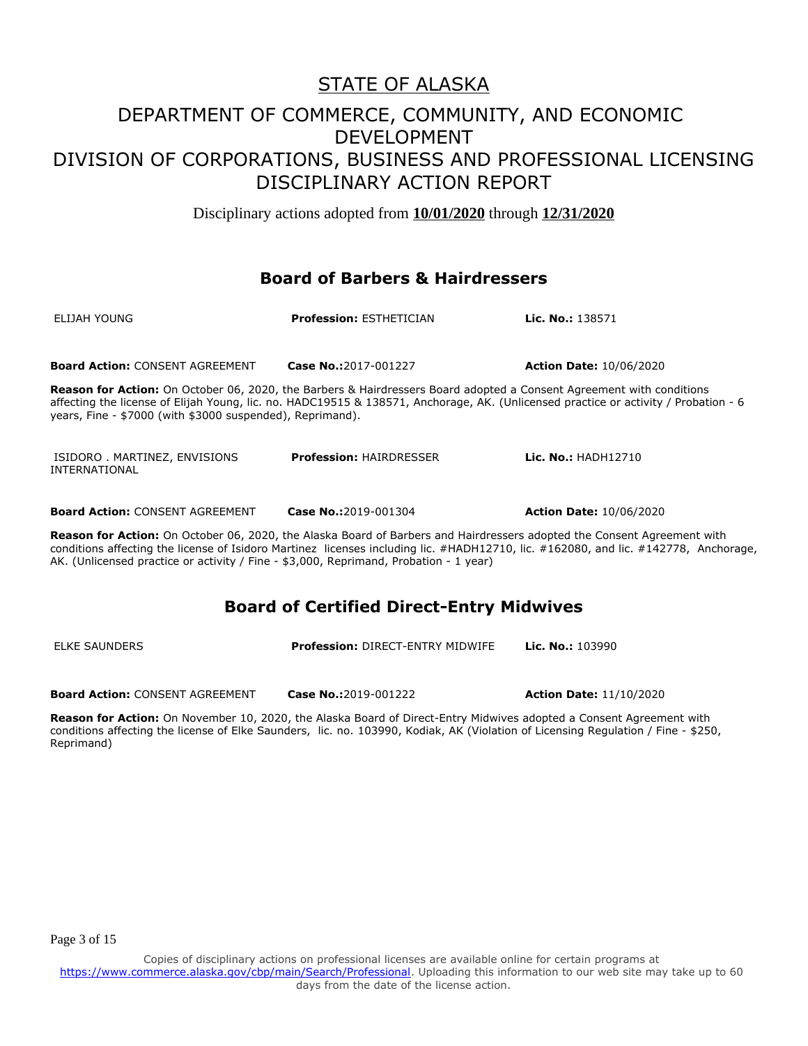# STATE OF ALASKA

## DEPARTMENT OF COMMERCE, COMMUNITY, AND ECONOMIC DEVELOPMENT

## DIVISION OF CORPORATIONS, BUSINESS AND PROFESSIONAL LICENSING

## DISCIPLINARY ACTION REPORT

Disciplinary actions adopted from **10/01/2020** through **12/31/2020**

### Board of Barbers & Hairdressers

ELIJAH YOUNG | **Profession:** ESTHETICIAN | **Lic. No.:** 138571

**Board Action:** CONSENT AGREEMENT | **Case No.:**2017-001227 | **Action Date:** 10/06/2020

**Reason for Action:** On October 06, 2020, the Barbers & Hairdressers Board adopted a Consent Agreement with conditions affecting the license of Elijah Young, lic. no. HADC19515 & 138571, Anchorage, AK. (Unlicensed practice or activity / Probation - 6 years, Fine - $7000 (with $3000 suspended), Reprimand).

ISIDORO . MARTINEZ, ENVISIONS INTERNATIONAL | **Profession:** HAIRDRESSER | **Lic. No.:** HADH12710

**Board Action:** CONSENT AGREEMENT | **Case No.:**2019-001304 | **Action Date:** 10/06/2020

**Reason for Action:** On October 06, 2020, the Alaska Board of Barbers and Hairdressers adopted the Consent Agreement with conditions affecting the license of Isidoro Martinez licenses including lic. #HADH12710, lic. #162080, and lic. #142778, Anchorage, AK. (Unlicensed practice or activity / Fine - $3,000, Reprimand, Probation - 1 year)

### Board of Certified Direct-Entry Midwives

ELKE SAUNDERS | **Profession:** DIRECT-ENTRY MIDWIFE | **Lic. No.:** 103990

**Board Action:** CONSENT AGREEMENT | **Case No.:**2019-001222 | **Action Date:** 11/10/2020

**Reason for Action:** On November 10, 2020, the Alaska Board of Direct-Entry Midwives adopted a Consent Agreement with conditions affecting the license of Elke Saunders, lic. no. 103990, Kodiak, AK (Violation of Licensing Regulation / Fine - $250, Reprimand)

Copies of disciplinary actions on professional licenses are available online for certain programs at https://www.commerce.alaska.gov/cbp/main/Search/Professional. Uploading this information to our web site may take up to 60 days from the date of the license action.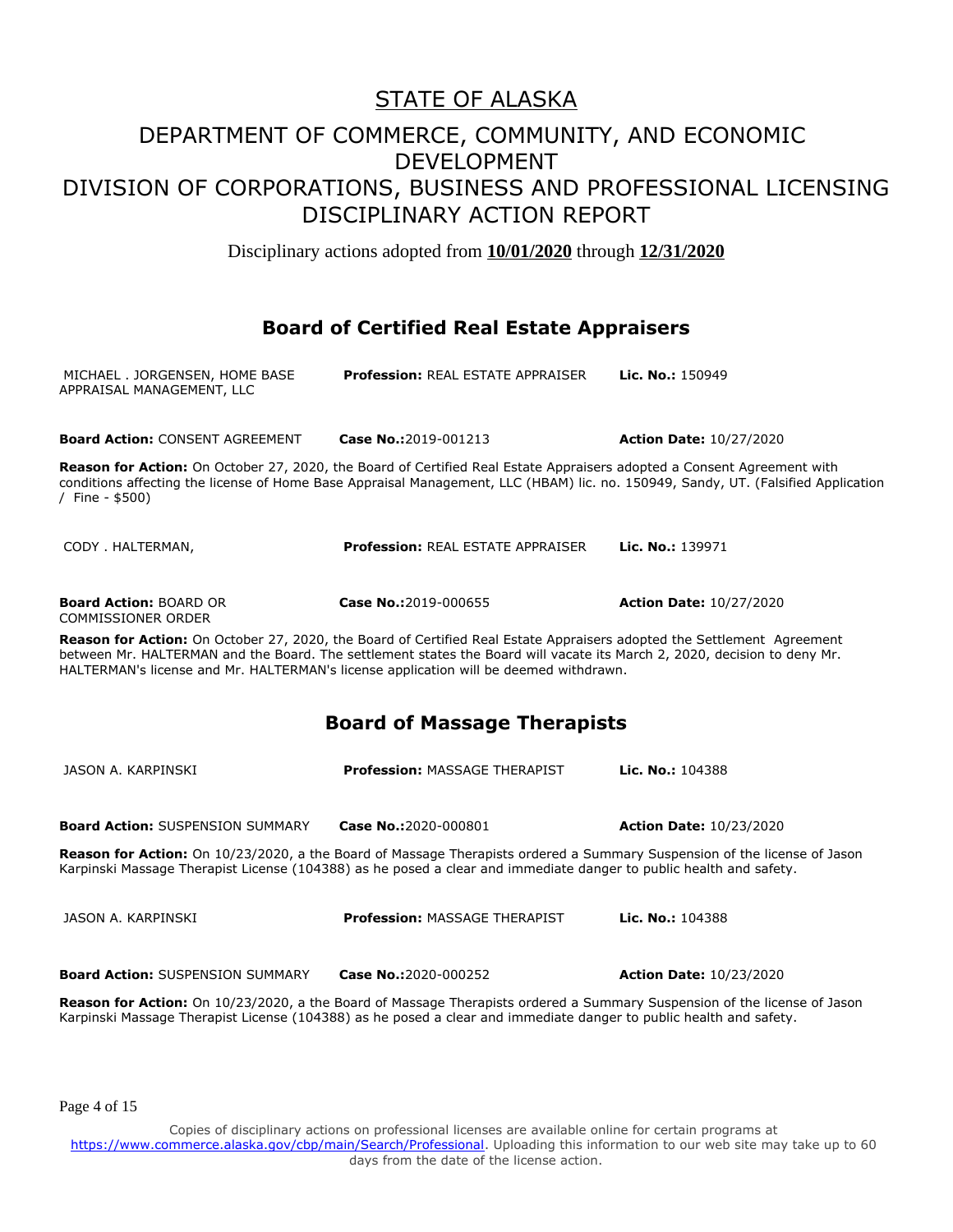# STATE OF ALASKA

## DEPARTMENT OF COMMERCE, COMMUNITY, AND ECONOMIC DEVELOPMENT
## DIVISION OF CORPORATIONS, BUSINESS AND PROFESSIONAL LICENSING
## DISCIPLINARY ACTION REPORT

Disciplinary actions adopted from **10/01/2020** through **12/31/2020**

### Board of Certified Real Estate Appraisers

MICHAEL . JORGENSEN, HOME BASE APPRAISAL MANAGEMENT, LLC | **Profession:** REAL ESTATE APPRAISER | **Lic. No.:** 150949

**Board Action:** CONSENT AGREEMENT | **Case No.:**2019-001213 | **Action Date:** 10/27/2020

**Reason for Action:** On October 27, 2020, the Board of Certified Real Estate Appraisers adopted a Consent Agreement with conditions affecting the license of Home Base Appraisal Management, LLC (HBAM) lic. no. 150949, Sandy, UT. (Falsified Application / Fine - $500)

CODY . HALTERMAN, | **Profession:** REAL ESTATE APPRAISER | **Lic. No.:** 139971

**Board Action:** BOARD OR COMMISSIONER ORDER | **Case No.:**2019-000655 | **Action Date:** 10/27/2020

**Reason for Action:** On October 27, 2020, the Board of Certified Real Estate Appraisers adopted the Settlement Agreement between Mr. HALTERMAN and the Board. The settlement states the Board will vacate its March 2, 2020, decision to deny Mr. HALTERMAN's license and Mr. HALTERMAN's license application will be deemed withdrawn.

### Board of Massage Therapists

JASON A. KARPINSKI | **Profession:** MASSAGE THERAPIST | **Lic. No.:** 104388

**Board Action:** SUSPENSION SUMMARY | **Case No.:**2020-000801 | **Action Date:** 10/23/2020

**Reason for Action:** On 10/23/2020, a the Board of Massage Therapists ordered a Summary Suspension of the license of Jason Karpinski Massage Therapist License (104388) as he posed a clear and immediate danger to public health and safety.

JASON A. KARPINSKI | **Profession:** MASSAGE THERAPIST | **Lic. No.:** 104388

**Board Action:** SUSPENSION SUMMARY | **Case No.:**2020-000252 | **Action Date:** 10/23/2020

**Reason for Action:** On 10/23/2020, a the Board of Massage Therapists ordered a Summary Suspension of the license of Jason Karpinski Massage Therapist License (104388) as he posed a clear and immediate danger to public health and safety.

Copies of disciplinary actions on professional licenses are available online for certain programs at https://www.commerce.alaska.gov/cbp/main/Search/Professional. Uploading this information to our web site may take up to 60 days from the date of the license action.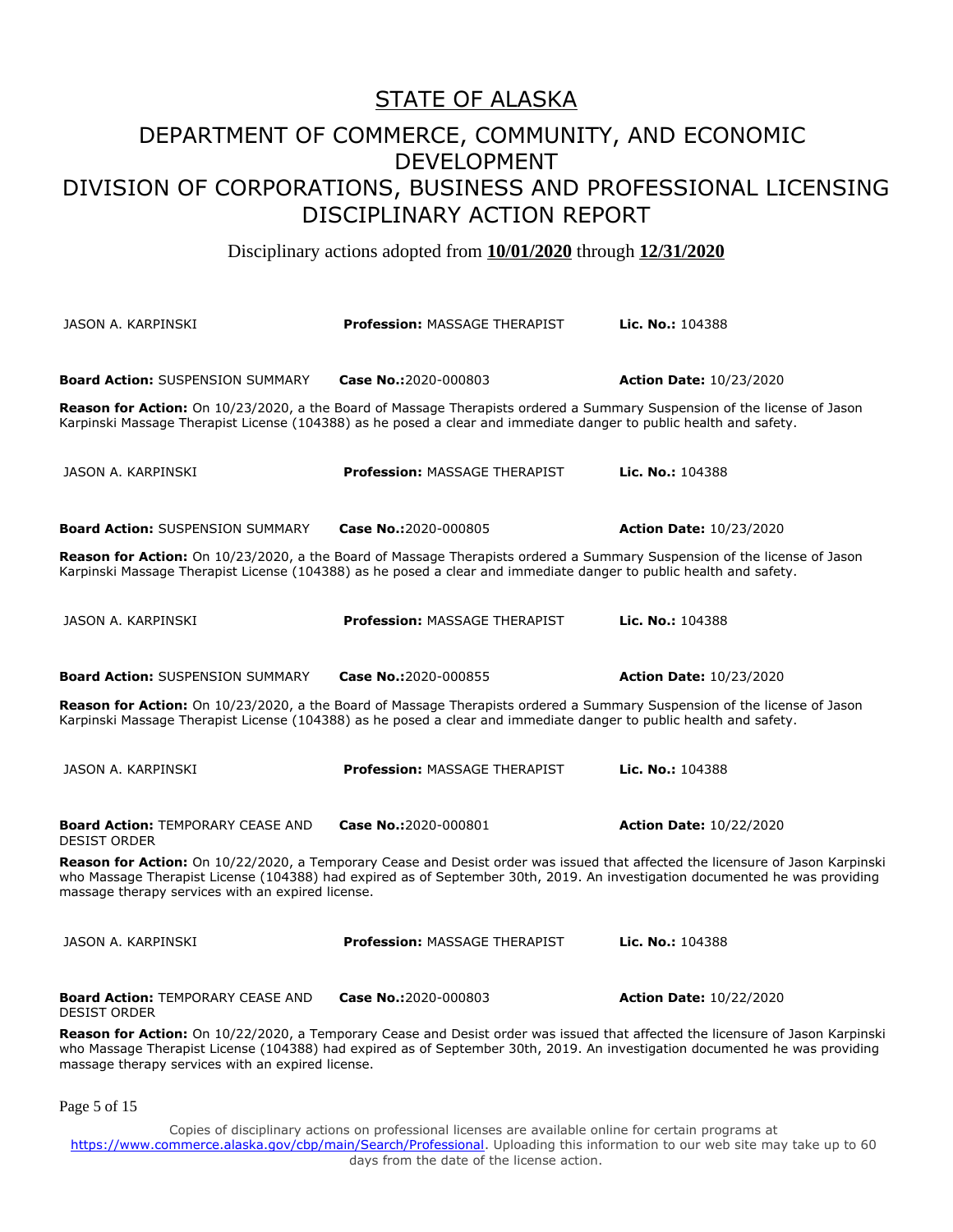# STATE OF ALASKA

## DEPARTMENT OF COMMERCE, COMMUNITY, AND ECONOMIC DEVELOPMENT
## DIVISION OF CORPORATIONS, BUSINESS AND PROFESSIONAL LICENSING
## DISCIPLINARY ACTION REPORT

Disciplinary actions adopted from **10/01/2020** through **12/31/2020**

JASON A. KARPINSKI | **Profession:** MASSAGE THERAPIST | **Lic. No.:** 104388

**Board Action:** SUSPENSION SUMMARY | **Case No.:**2020-000803 | **Action Date:** 10/23/2020

**Reason for Action:** On 10/23/2020, a the Board of Massage Therapists ordered a Summary Suspension of the license of Jason Karpinski Massage Therapist License (104388) as he posed a clear and immediate danger to public health and safety.

JASON A. KARPINSKI | **Profession:** MASSAGE THERAPIST | **Lic. No.:** 104388

**Board Action:** SUSPENSION SUMMARY | **Case No.:**2020-000805 | **Action Date:** 10/23/2020

**Reason for Action:** On 10/23/2020, a the Board of Massage Therapists ordered a Summary Suspension of the license of Jason Karpinski Massage Therapist License (104388) as he posed a clear and immediate danger to public health and safety.

JASON A. KARPINSKI | **Profession:** MASSAGE THERAPIST | **Lic. No.:** 104388

**Board Action:** SUSPENSION SUMMARY | **Case No.:**2020-000855 | **Action Date:** 10/23/2020

**Reason for Action:** On 10/23/2020, a the Board of Massage Therapists ordered a Summary Suspension of the license of Jason Karpinski Massage Therapist License (104388) as he posed a clear and immediate danger to public health and safety.

JASON A. KARPINSKI | **Profession:** MASSAGE THERAPIST | **Lic. No.:** 104388

**Board Action:** TEMPORARY CEASE AND DESIST ORDER | **Case No.:**2020-000801 | **Action Date:** 10/22/2020

**Reason for Action:** On 10/22/2020, a Temporary Cease and Desist order was issued that affected the licensure of Jason Karpinski who Massage Therapist License (104388) had expired as of September 30th, 2019. An investigation documented he was providing massage therapy services with an expired license.

JASON A. KARPINSKI | **Profession:** MASSAGE THERAPIST | **Lic. No.:** 104388

**Board Action:** TEMPORARY CEASE AND DESIST ORDER | **Case No.:**2020-000803 | **Action Date:** 10/22/2020

**Reason for Action:** On 10/22/2020, a Temporary Cease and Desist order was issued that affected the licensure of Jason Karpinski who Massage Therapist License (104388) had expired as of September 30th, 2019. An investigation documented he was providing massage therapy services with an expired license.

Copies of disciplinary actions on professional licenses are available online for certain programs at https://www.commerce.alaska.gov/cbp/main/Search/Professional. Uploading this information to our web site may take up to 60 days from the date of the license action.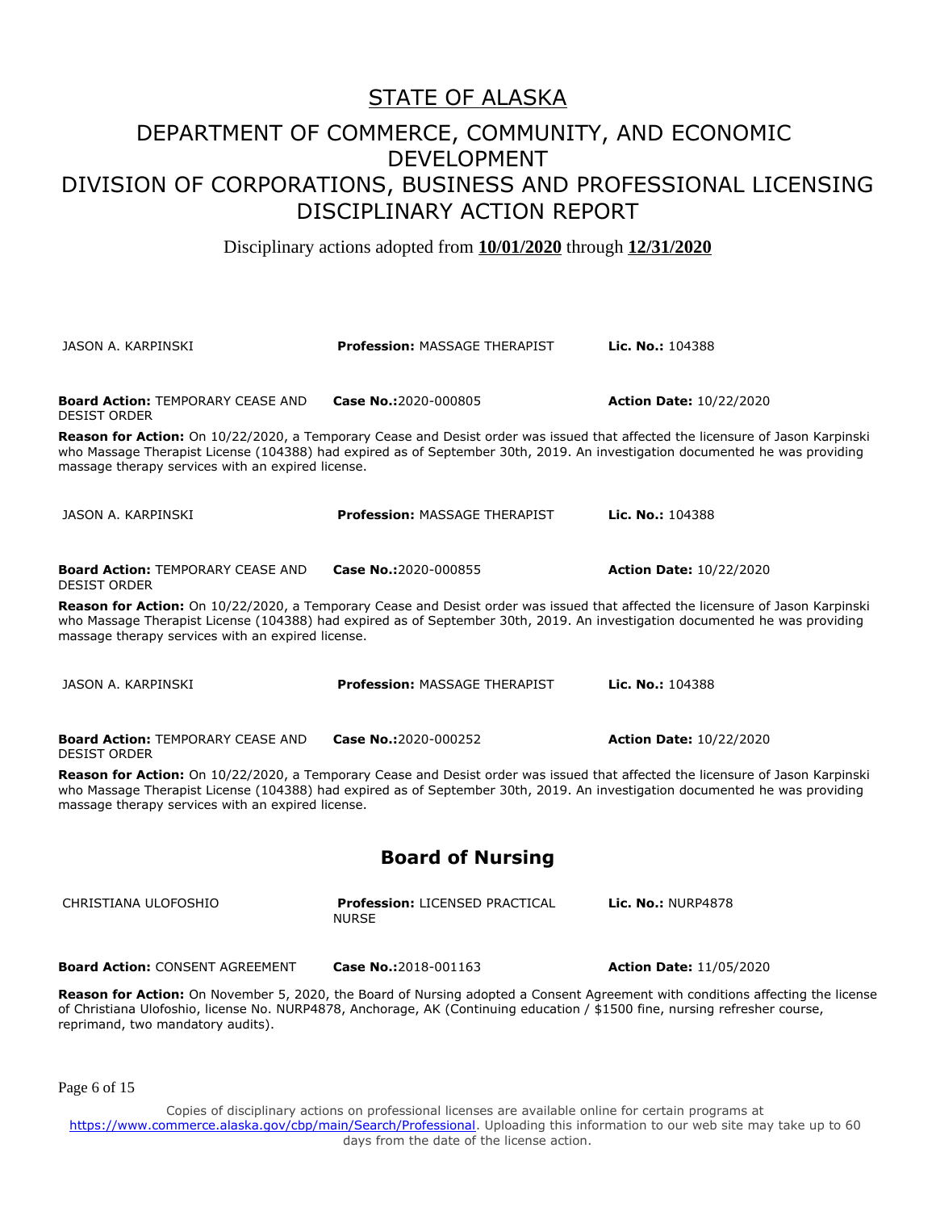# STATE OF ALASKA

## DEPARTMENT OF COMMERCE, COMMUNITY, AND ECONOMIC DEVELOPMENT
## DIVISION OF CORPORATIONS, BUSINESS AND PROFESSIONAL LICENSING
## DISCIPLINARY ACTION REPORT

Disciplinary actions adopted from **10/01/2020** through **12/31/2020**

JASON A. KARPINSKI | **Profession:** MASSAGE THERAPIST | **Lic. No.:** 104388

**Board Action:** TEMPORARY CEASE AND DESIST ORDER | **Case No.:**2020-000805 | **Action Date:** 10/22/2020

**Reason for Action:** On 10/22/2020, a Temporary Cease and Desist order was issued that affected the licensure of Jason Karpinski who Massage Therapist License (104388) had expired as of September 30th, 2019. An investigation documented he was providing massage therapy services with an expired license.

JASON A. KARPINSKI | **Profession:** MASSAGE THERAPIST | **Lic. No.:** 104388

**Board Action:** TEMPORARY CEASE AND DESIST ORDER | **Case No.:**2020-000855 | **Action Date:** 10/22/2020

**Reason for Action:** On 10/22/2020, a Temporary Cease and Desist order was issued that affected the licensure of Jason Karpinski who Massage Therapist License (104388) had expired as of September 30th, 2019. An investigation documented he was providing massage therapy services with an expired license.

JASON A. KARPINSKI | **Profession:** MASSAGE THERAPIST | **Lic. No.:** 104388

**Board Action:** TEMPORARY CEASE AND DESIST ORDER | **Case No.:**2020-000252 | **Action Date:** 10/22/2020

**Reason for Action:** On 10/22/2020, a Temporary Cease and Desist order was issued that affected the licensure of Jason Karpinski who Massage Therapist License (104388) had expired as of September 30th, 2019. An investigation documented he was providing massage therapy services with an expired license.

## Board of Nursing

CHRISTIANA ULOFOSHIO | **Profession:** LICENSED PRACTICAL NURSE | **Lic. No.:** NURP4878

**Board Action:** CONSENT AGREEMENT | **Case No.:**2018-001163 | **Action Date:** 11/05/2020

**Reason for Action:** On November 5, 2020, the Board of Nursing adopted a Consent Agreement with conditions affecting the license of Christiana Ulofoshio, license No. NURP4878, Anchorage, AK (Continuing education / $1500 fine, nursing refresher course, reprimand, two mandatory audits).

Copies of disciplinary actions on professional licenses are available online for certain programs at https://www.commerce.alaska.gov/cbp/main/Search/Professional. Uploading this information to our web site may take up to 60 days from the date of the license action.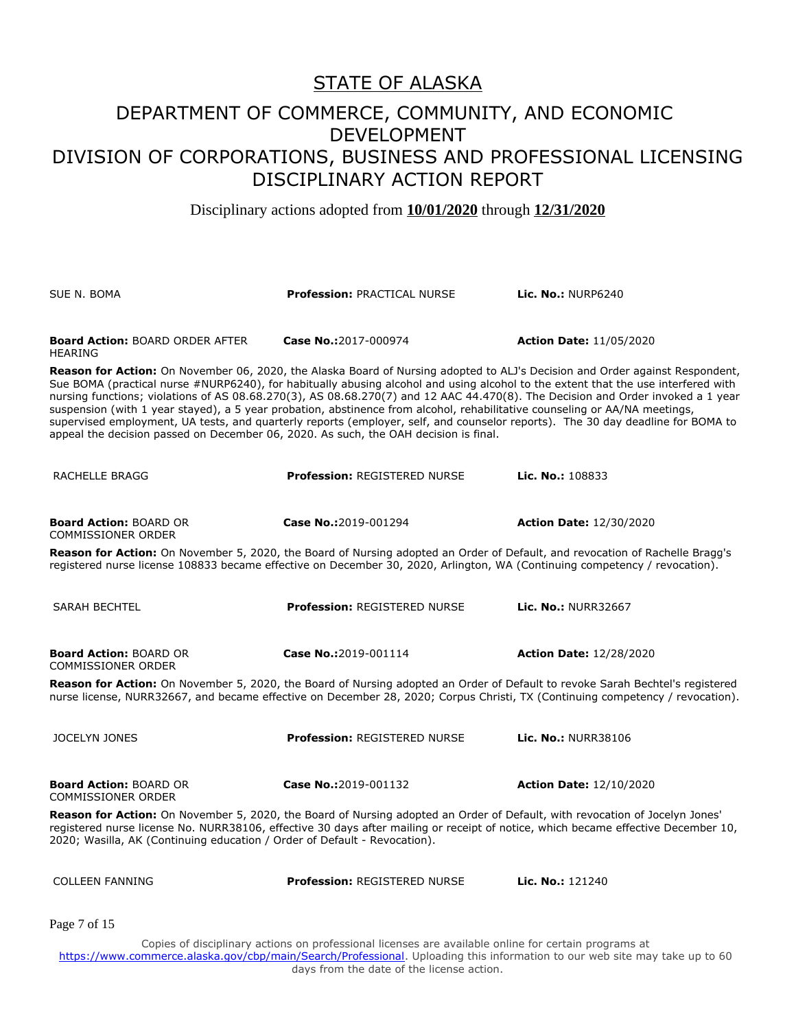# STATE OF ALASKA

## DEPARTMENT OF COMMERCE, COMMUNITY, AND ECONOMIC DEVELOPMENT
## DIVISION OF CORPORATIONS, BUSINESS AND PROFESSIONAL LICENSING
## DISCIPLINARY ACTION REPORT

Disciplinary actions adopted from **10/01/2020** through **12/31/2020**

SUE N. BOMA | **Profession:** PRACTICAL NURSE | **Lic. No.:** NURP6240

**Board Action:** BOARD ORDER AFTER HEARING | **Case No.:**2017-000974 | **Action Date:** 11/05/2020

**Reason for Action:** On November 06, 2020, the Alaska Board of Nursing adopted to ALJ's Decision and Order against Respondent, Sue BOMA (practical nurse #NURP6240), for habitually abusing alcohol and using alcohol to the extent that the use interfered with nursing functions; violations of AS 08.68.270(3), AS 08.68.270(7) and 12 AAC 44.470(8). The Decision and Order invoked a 1 year suspension (with 1 year stayed), a 5 year probation, abstinence from alcohol, rehabilitative counseling or AA/NA meetings, supervised employment, UA tests, and quarterly reports (employer, self, and counselor reports). The 30 day deadline for BOMA to appeal the decision passed on December 06, 2020. As such, the OAH decision is final.

RACHELLE BRAGG | **Profession:** REGISTERED NURSE | **Lic. No.:** 108833

**Board Action:** BOARD OR COMMISSIONER ORDER | **Case No.:**2019-001294 | **Action Date:** 12/30/2020

**Reason for Action:** On November 5, 2020, the Board of Nursing adopted an Order of Default, and revocation of Rachelle Bragg's registered nurse license 108833 became effective on December 30, 2020, Arlington, WA (Continuing competency / revocation).

SARAH BECHTEL | **Profession:** REGISTERED NURSE | **Lic. No.:** NURR32667

**Board Action:** BOARD OR COMMISSIONER ORDER | **Case No.:**2019-001114 | **Action Date:** 12/28/2020

**Reason for Action:** On November 5, 2020, the Board of Nursing adopted an Order of Default to revoke Sarah Bechtel's registered nurse license, NURR32667, and became effective on December 28, 2020; Corpus Christi, TX (Continuing competency / revocation).

JOCELYN JONES | **Profession:** REGISTERED NURSE | **Lic. No.:** NURR38106

**Board Action:** BOARD OR COMMISSIONER ORDER | **Case No.:**2019-001132 | **Action Date:** 12/10/2020

**Reason for Action:** On November 5, 2020, the Board of Nursing adopted an Order of Default, with revocation of Jocelyn Jones' registered nurse license No. NURR38106, effective 30 days after mailing or receipt of notice, which became effective December 10, 2020; Wasilla, AK (Continuing education / Order of Default - Revocation).

COLLEEN FANNING | **Profession:** REGISTERED NURSE | **Lic. No.:** 121240

Copies of disciplinary actions on professional licenses are available online for certain programs at https://www.commerce.alaska.gov/cbp/main/Search/Professional. Uploading this information to our web site may take up to 60 days from the date of the license action.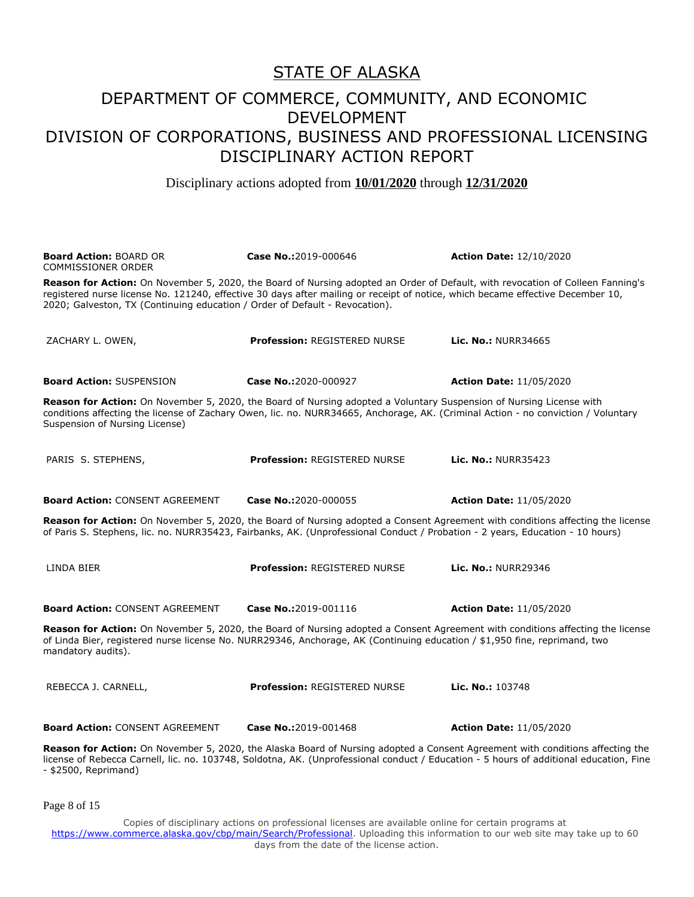# STATE OF ALASKA

## DEPARTMENT OF COMMERCE, COMMUNITY, AND ECONOMIC DEVELOPMENT
## DIVISION OF CORPORATIONS, BUSINESS AND PROFESSIONAL LICENSING
## DISCIPLINARY ACTION REPORT

Disciplinary actions adopted from **10/01/2020** through **12/31/2020**

**Board Action:** BOARD OR COMMISSIONER ORDER | **Case No.:**2019-000646 | **Action Date:** 12/10/2020

**Reason for Action:** On November 5, 2020, the Board of Nursing adopted an Order of Default, with revocation of Colleen Fanning's registered nurse license No. 121240, effective 30 days after mailing or receipt of notice, which became effective December 10, 2020; Galveston, TX (Continuing education / Order of Default - Revocation).

---

ZACHARY L. OWEN, | **Profession:** REGISTERED NURSE | **Lic. No.:** NURR34665

**Board Action:** SUSPENSION | **Case No.:**2020-000927 | **Action Date:** 11/05/2020

**Reason for Action:** On November 5, 2020, the Board of Nursing adopted a Voluntary Suspension of Nursing License with conditions affecting the license of Zachary Owen, lic. no. NURR34665, Anchorage, AK. (Criminal Action - no conviction / Voluntary Suspension of Nursing License)

---

PARIS S. STEPHENS, | **Profession:** REGISTERED NURSE | **Lic. No.:** NURR35423

**Board Action:** CONSENT AGREEMENT | **Case No.:**2020-000055 | **Action Date:** 11/05/2020

**Reason for Action:** On November 5, 2020, the Board of Nursing adopted a Consent Agreement with conditions affecting the license of Paris S. Stephens, lic. no. NURR35423, Fairbanks, AK. (Unprofessional Conduct / Probation - 2 years, Education - 10 hours)

---

LINDA BIER | **Profession:** REGISTERED NURSE | **Lic. No.:** NURR29346

**Board Action:** CONSENT AGREEMENT | **Case No.:**2019-001116 | **Action Date:** 11/05/2020

**Reason for Action:** On November 5, 2020, the Board of Nursing adopted a Consent Agreement with conditions affecting the license of Linda Bier, registered nurse license No. NURR29346, Anchorage, AK (Continuing education / $1,950 fine, reprimand, two mandatory audits).

---

REBECCA J. CARNELL, | **Profession:** REGISTERED NURSE | **Lic. No.:** 103748

**Board Action:** CONSENT AGREEMENT | **Case No.:**2019-001468 | **Action Date:** 11/05/2020

**Reason for Action:** On November 5, 2020, the Alaska Board of Nursing adopted a Consent Agreement with conditions affecting the license of Rebecca Carnell, lic. no. 103748, Soldotna, AK. (Unprofessional conduct / Education - 5 hours of additional education, Fine - $2500, Reprimand)

---

Copies of disciplinary actions on professional licenses are available online for certain programs at https://www.commerce.alaska.gov/cbp/main/Search/Professional. Uploading this information to our web site may take up to 60 days from the date of the license action.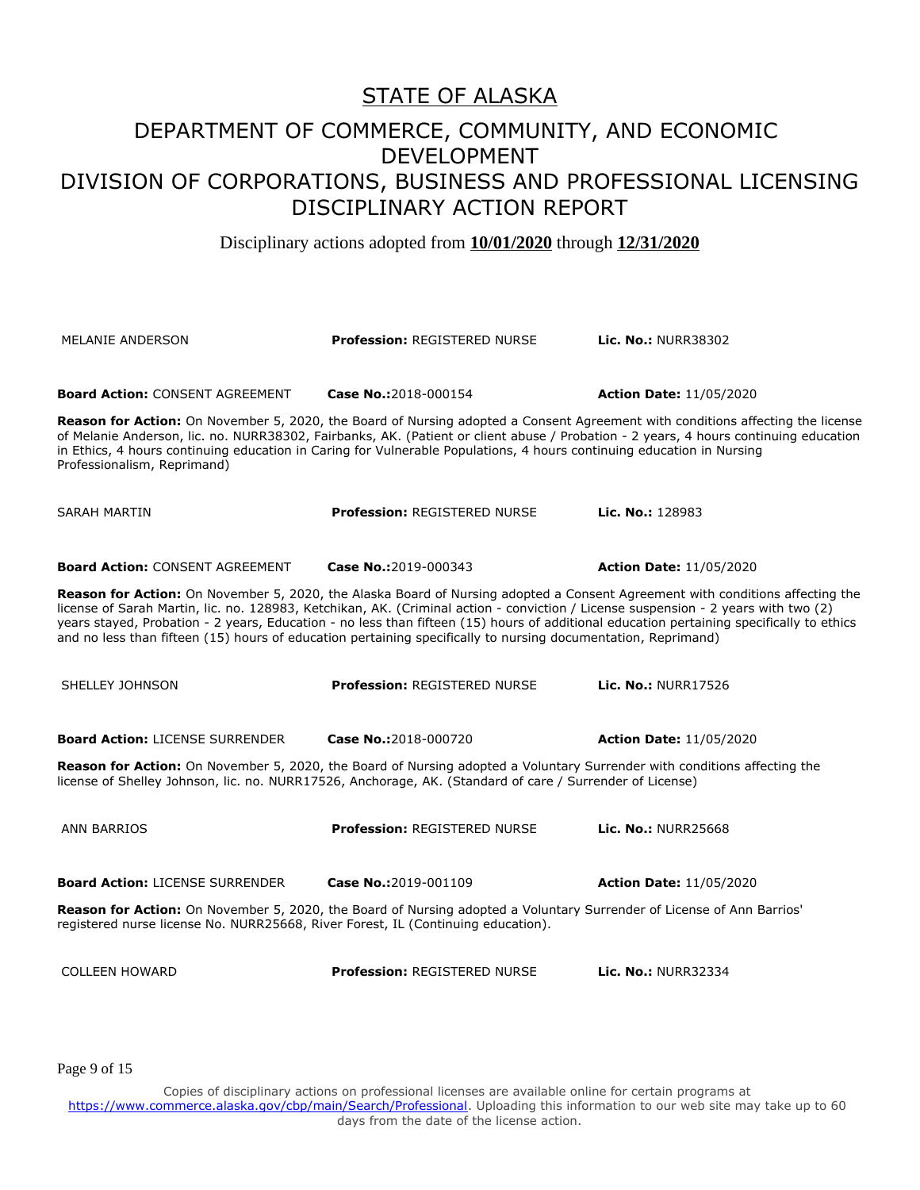# STATE OF ALASKA

## DEPARTMENT OF COMMERCE, COMMUNITY, AND ECONOMIC DEVELOPMENT

## DIVISION OF CORPORATIONS, BUSINESS AND PROFESSIONAL LICENSING

## DISCIPLINARY ACTION REPORT

Disciplinary actions adopted from **10/01/2020** through **12/31/2020**

MELANIE ANDERSON | **Profession:** REGISTERED NURSE | **Lic. No.:** NURR38302

**Board Action:** CONSENT AGREEMENT | **Case No.:**2018-000154 | **Action Date:** 11/05/2020

**Reason for Action:** On November 5, 2020, the Board of Nursing adopted a Consent Agreement with conditions affecting the license of Melanie Anderson, lic. no. NURR38302, Fairbanks, AK. (Patient or client abuse / Probation - 2 years, 4 hours continuing education in Ethics, 4 hours continuing education in Caring for Vulnerable Populations, 4 hours continuing education in Nursing Professionalism, Reprimand)

SARAH MARTIN | **Profession:** REGISTERED NURSE | **Lic. No.:** 128983

**Board Action:** CONSENT AGREEMENT | **Case No.:**2019-000343 | **Action Date:** 11/05/2020

**Reason for Action:** On November 5, 2020, the Alaska Board of Nursing adopted a Consent Agreement with conditions affecting the license of Sarah Martin, lic. no. 128983, Ketchikan, AK. (Criminal action - conviction / License suspension - 2 years with two (2) years stayed, Probation - 2 years, Education - no less than fifteen (15) hours of additional education pertaining specifically to ethics and no less than fifteen (15) hours of education pertaining specifically to nursing documentation, Reprimand)

SHELLEY JOHNSON | **Profession:** REGISTERED NURSE | **Lic. No.:** NURR17526

**Board Action:** LICENSE SURRENDER | **Case No.:**2018-000720 | **Action Date:** 11/05/2020

**Reason for Action:** On November 5, 2020, the Board of Nursing adopted a Voluntary Surrender with conditions affecting the license of Shelley Johnson, lic. no. NURR17526, Anchorage, AK. (Standard of care / Surrender of License)

ANN BARRIOS | **Profession:** REGISTERED NURSE | **Lic. No.:** NURR25668

**Board Action:** LICENSE SURRENDER | **Case No.:**2019-001109 | **Action Date:** 11/05/2020

**Reason for Action:** On November 5, 2020, the Board of Nursing adopted a Voluntary Surrender of License of Ann Barrios' registered nurse license No. NURR25668, River Forest, IL (Continuing education).

COLLEEN HOWARD | **Profession:** REGISTERED NURSE | **Lic. No.:** NURR32334

Copies of disciplinary actions on professional licenses are available online for certain programs at https://www.commerce.alaska.gov/cbp/main/Search/Professional. Uploading this information to our web site may take up to 60 days from the date of the license action.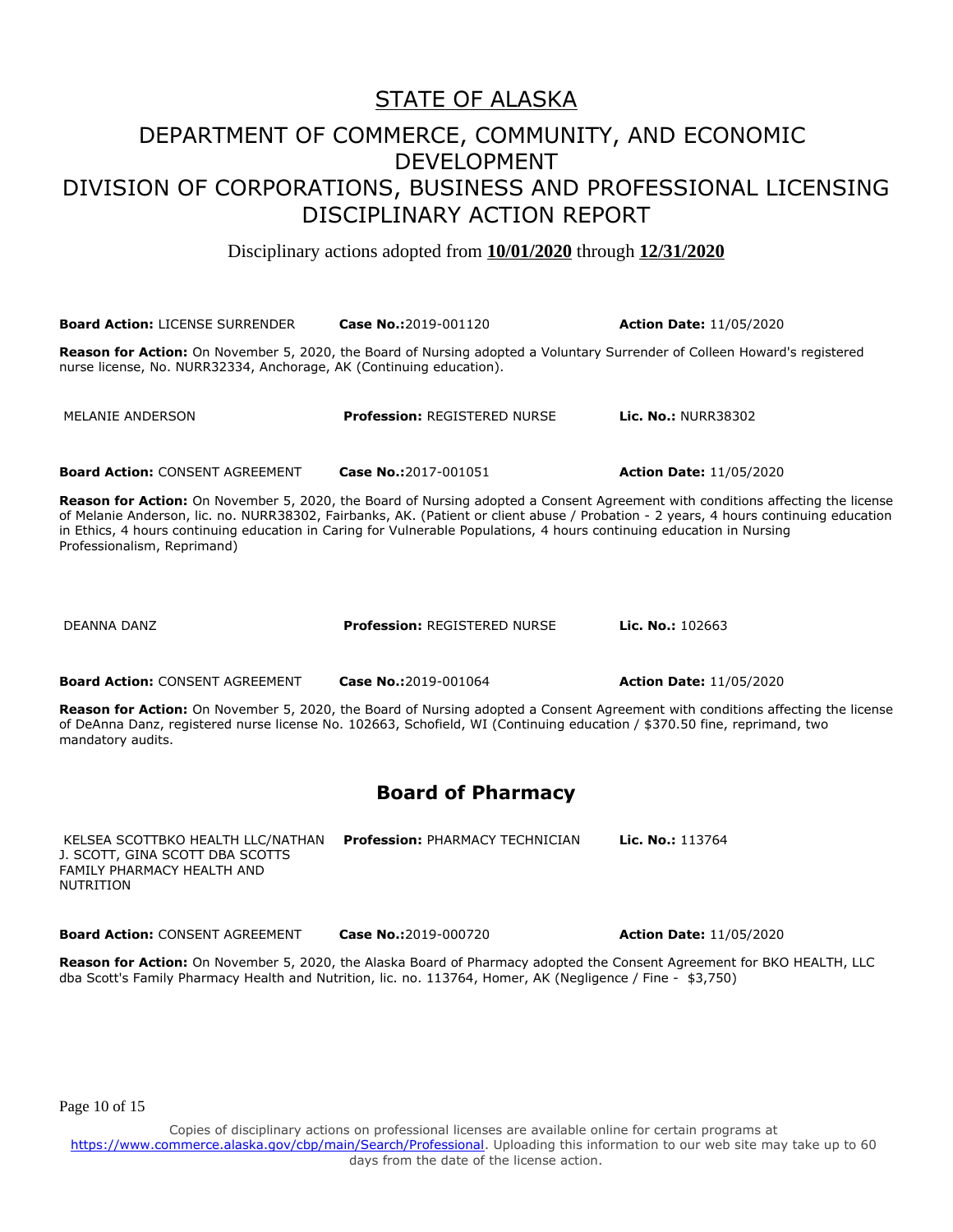# STATE OF ALASKA

## DEPARTMENT OF COMMERCE, COMMUNITY, AND ECONOMIC DEVELOPMENT
## DIVISION OF CORPORATIONS, BUSINESS AND PROFESSIONAL LICENSING
## DISCIPLINARY ACTION REPORT

Disciplinary actions adopted from **10/01/2020** through **12/31/2020**

**Board Action:** LICENSE SURRENDER **Case No.:**2019-001120 **Action Date:** 11/05/2020

**Reason for Action:** On November 5, 2020, the Board of Nursing adopted a Voluntary Surrender of Colleen Howard's registered nurse license, No. NURR32334, Anchorage, AK (Continuing education).

MELANIE ANDERSON **Profession:** REGISTERED NURSE **Lic. No.:** NURR38302

**Board Action:** CONSENT AGREEMENT **Case No.:**2017-001051 **Action Date:** 11/05/2020

**Reason for Action:** On November 5, 2020, the Board of Nursing adopted a Consent Agreement with conditions affecting the license of Melanie Anderson, lic. no. NURR38302, Fairbanks, AK. (Patient or client abuse / Probation - 2 years, 4 hours continuing education in Ethics, 4 hours continuing education in Caring for Vulnerable Populations, 4 hours continuing education in Nursing Professionalism, Reprimand)

DEANNA DANZ **Profession:** REGISTERED NURSE **Lic. No.:** 102663

**Board Action:** CONSENT AGREEMENT **Case No.:**2019-001064 **Action Date:** 11/05/2020

**Reason for Action:** On November 5, 2020, the Board of Nursing adopted a Consent Agreement with conditions affecting the license of DeAnna Danz, registered nurse license No. 102663, Schofield, WI (Continuing education / $370.50 fine, reprimand, two mandatory audits.

## Board of Pharmacy

KELSEA SCOTTBKO HEALTH LLC/NATHAN J. SCOTT, GINA SCOTT DBA SCOTTS FAMILY PHARMACY HEALTH AND NUTRITION **Profession:** PHARMACY TECHNICIAN **Lic. No.:** 113764

**Board Action:** CONSENT AGREEMENT **Case No.:**2019-000720 **Action Date:** 11/05/2020

**Reason for Action:** On November 5, 2020, the Alaska Board of Pharmacy adopted the Consent Agreement for BKO HEALTH, LLC dba Scott's Family Pharmacy Health and Nutrition, lic. no. 113764, Homer, AK (Negligence / Fine - $3,750)

Copies of disciplinary actions on professional licenses are available online for certain programs at https://www.commerce.alaska.gov/cbp/main/Search/Professional. Uploading this information to our web site may take up to 60 days from the date of the license action.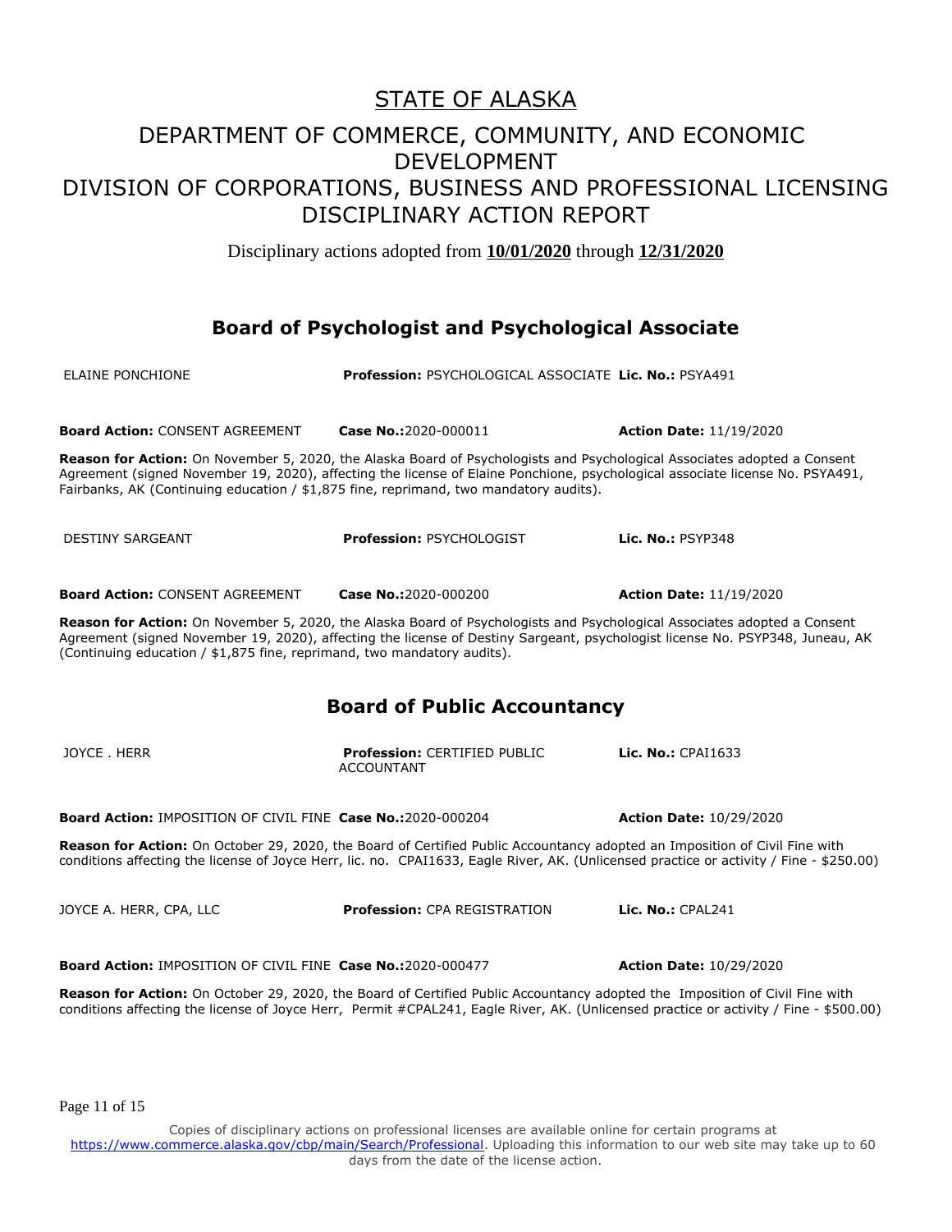# STATE OF ALASKA

## DEPARTMENT OF COMMERCE, COMMUNITY, AND ECONOMIC DEVELOPMENT
## DIVISION OF CORPORATIONS, BUSINESS AND PROFESSIONAL LICENSING
## DISCIPLINARY ACTION REPORT

Disciplinary actions adopted from **10/01/2020** through **12/31/2020**

### Board of Psychologist and Psychological Associate

ELAINE PONCHIONE | **Profession:** PSYCHOLOGICAL ASSOCIATE | **Lic. No.:** PSYA491

**Board Action:** CONSENT AGREEMENT | **Case No.:**2020-000011 | **Action Date:** 11/19/2020

**Reason for Action:** On November 5, 2020, the Alaska Board of Psychologists and Psychological Associates adopted a Consent Agreement (signed November 19, 2020), affecting the license of Elaine Ponchione, psychological associate license No. PSYA491, Fairbanks, AK (Continuing education / $1,875 fine, reprimand, two mandatory audits).

DESTINY SARGEANT | **Profession:** PSYCHOLOGIST | **Lic. No.:** PSYP348

**Board Action:** CONSENT AGREEMENT | **Case No.:**2020-000200 | **Action Date:** 11/19/2020

**Reason for Action:** On November 5, 2020, the Alaska Board of Psychologists and Psychological Associates adopted a Consent Agreement (signed November 19, 2020), affecting the license of Destiny Sargeant, psychologist license No. PSYP348, Juneau, AK (Continuing education / $1,875 fine, reprimand, two mandatory audits).

### Board of Public Accountancy

JOYCE . HERR | **Profession:** CERTIFIED PUBLIC ACCOUNTANT | **Lic. No.:** CPAI1633

**Board Action:** IMPOSITION OF CIVIL FINE | **Case No.:**2020-000204 | **Action Date:** 10/29/2020

**Reason for Action:** On October 29, 2020, the Board of Certified Public Accountancy adopted an Imposition of Civil Fine with conditions affecting the license of Joyce Herr, lic. no. CPAI1633, Eagle River, AK. (Unlicensed practice or activity / Fine - $250.00)

JOYCE A. HERR, CPA, LLC | **Profession:** CPA REGISTRATION | **Lic. No.:** CPAL241

**Board Action:** IMPOSITION OF CIVIL FINE | **Case No.:**2020-000477 | **Action Date:** 10/29/2020

**Reason for Action:** On October 29, 2020, the Board of Certified Public Accountancy adopted the Imposition of Civil Fine with conditions affecting the license of Joyce Herr, Permit #CPAL241, Eagle River, AK. (Unlicensed practice or activity / Fine - $500.00)

Copies of disciplinary actions on professional licenses are available online for certain programs at https://www.commerce.alaska.gov/cbp/main/Search/Professional. Uploading this information to our web site may take up to 60 days from the date of the license action.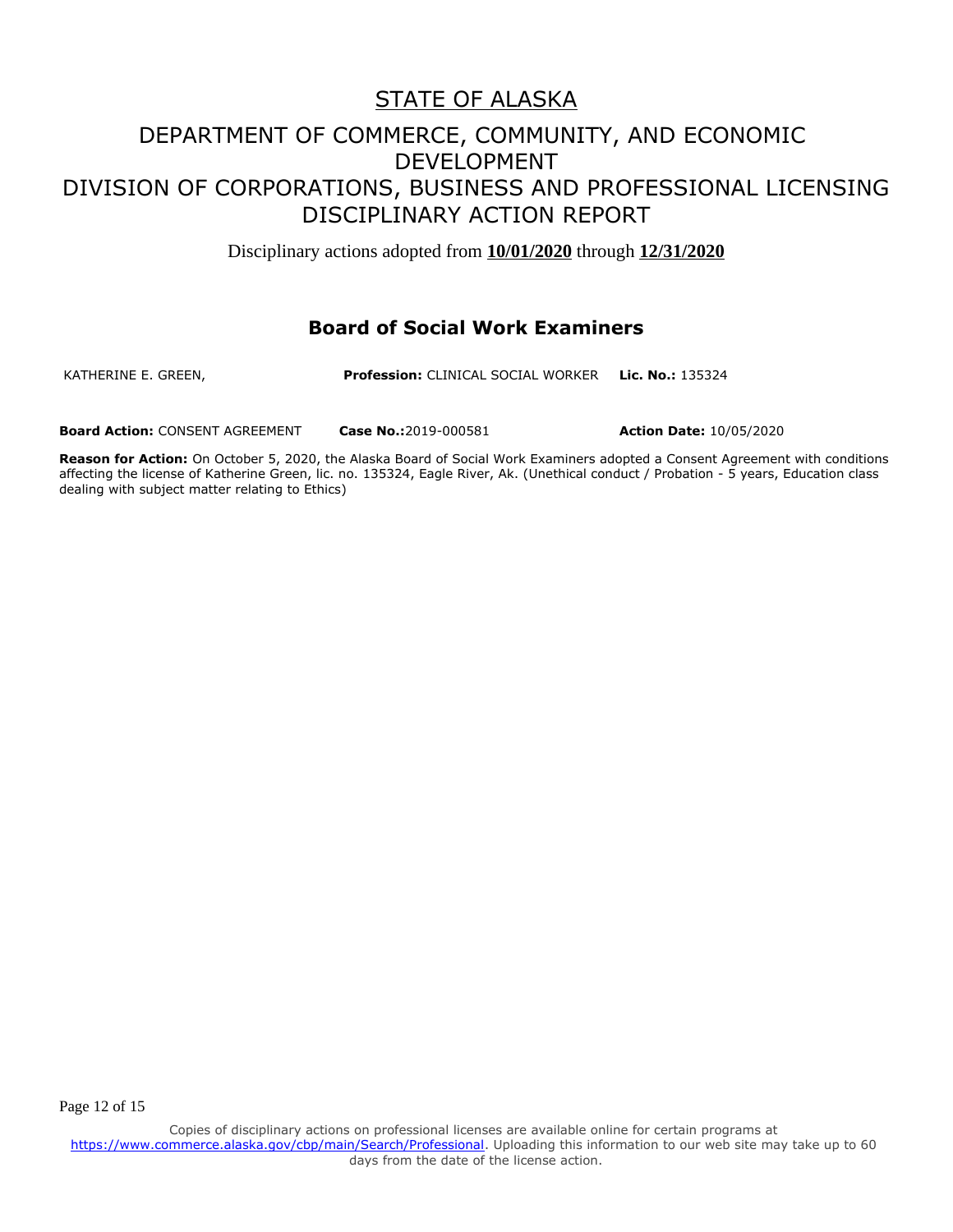# STATE OF ALASKA

## DEPARTMENT OF COMMERCE, COMMUNITY, AND ECONOMIC DEVELOPMENT
## DIVISION OF CORPORATIONS, BUSINESS AND PROFESSIONAL LICENSING
## DISCIPLINARY ACTION REPORT

Disciplinary actions adopted from **10/01/2020** through **12/31/2020**

### Board of Social Work Examiners

KATHERINE E. GREEN, **Profession:** CLINICAL SOCIAL WORKER **Lic. No.:** 135324

**Board Action:** CONSENT AGREEMENT **Case No.:**2019-000581 **Action Date:** 10/05/2020

**Reason for Action:** On October 5, 2020, the Alaska Board of Social Work Examiners adopted a Consent Agreement with conditions affecting the license of Katherine Green, lic. no. 135324, Eagle River, Ak. (Unethical conduct / Probation - 5 years, Education class dealing with subject matter relating to Ethics)

Copies of disciplinary actions on professional licenses are available online for certain programs at https://www.commerce.alaska.gov/cbp/main/Search/Professional. Uploading this information to our web site may take up to 60 days from the date of the license action.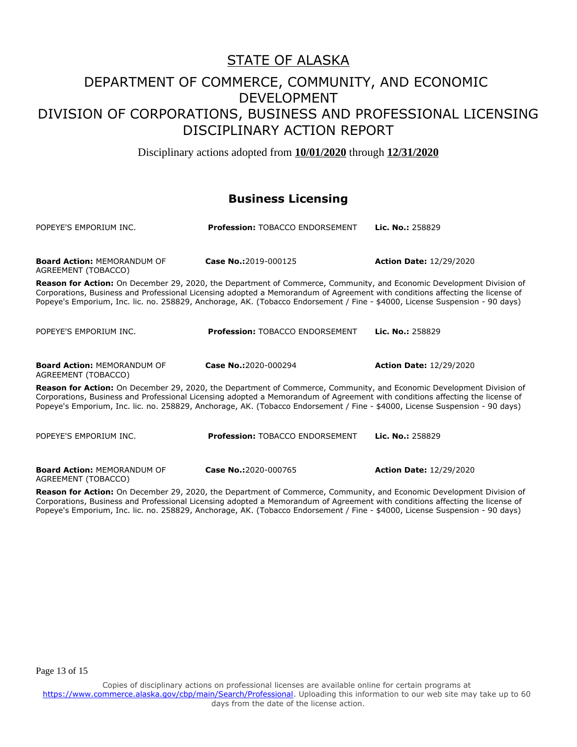# STATE OF ALASKA

## DEPARTMENT OF COMMERCE, COMMUNITY, AND ECONOMIC DEVELOPMENT
## DIVISION OF CORPORATIONS, BUSINESS AND PROFESSIONAL LICENSING
## DISCIPLINARY ACTION REPORT

Disciplinary actions adopted from **10/01/2020** through **12/31/2020**

### Business Licensing

POPEYE'S EMPORIUM INC. **Profession:** TOBACCO ENDORSEMENT **Lic. No.:** 258829

**Board Action:** MEMORANDUM OF AGREEMENT (TOBACCO) **Case No.:**2019-000125 **Action Date:** 12/29/2020

**Reason for Action:** On December 29, 2020, the Department of Commerce, Community, and Economic Development Division of Corporations, Business and Professional Licensing adopted a Memorandum of Agreement with conditions affecting the license of Popeye's Emporium, Inc. lic. no. 258829, Anchorage, AK. (Tobacco Endorsement / Fine - $4000, License Suspension - 90 days)

POPEYE'S EMPORIUM INC. **Profession:** TOBACCO ENDORSEMENT **Lic. No.:** 258829

**Board Action:** MEMORANDUM OF AGREEMENT (TOBACCO) **Case No.:**2020-000294 **Action Date:** 12/29/2020

**Reason for Action:** On December 29, 2020, the Department of Commerce, Community, and Economic Development Division of Corporations, Business and Professional Licensing adopted a Memorandum of Agreement with conditions affecting the license of Popeye's Emporium, Inc. lic. no. 258829, Anchorage, AK. (Tobacco Endorsement / Fine - $4000, License Suspension - 90 days)

POPEYE'S EMPORIUM INC. **Profession:** TOBACCO ENDORSEMENT **Lic. No.:** 258829

**Board Action:** MEMORANDUM OF AGREEMENT (TOBACCO) **Case No.:**2020-000765 **Action Date:** 12/29/2020

**Reason for Action:** On December 29, 2020, the Department of Commerce, Community, and Economic Development Division of Corporations, Business and Professional Licensing adopted a Memorandum of Agreement with conditions affecting the license of Popeye's Emporium, Inc. lic. no. 258829, Anchorage, AK. (Tobacco Endorsement / Fine - $4000, License Suspension - 90 days)

Copies of disciplinary actions on professional licenses are available online for certain programs at https://www.commerce.alaska.gov/cbp/main/Search/Professional. Uploading this information to our web site may take up to 60 days from the date of the license action.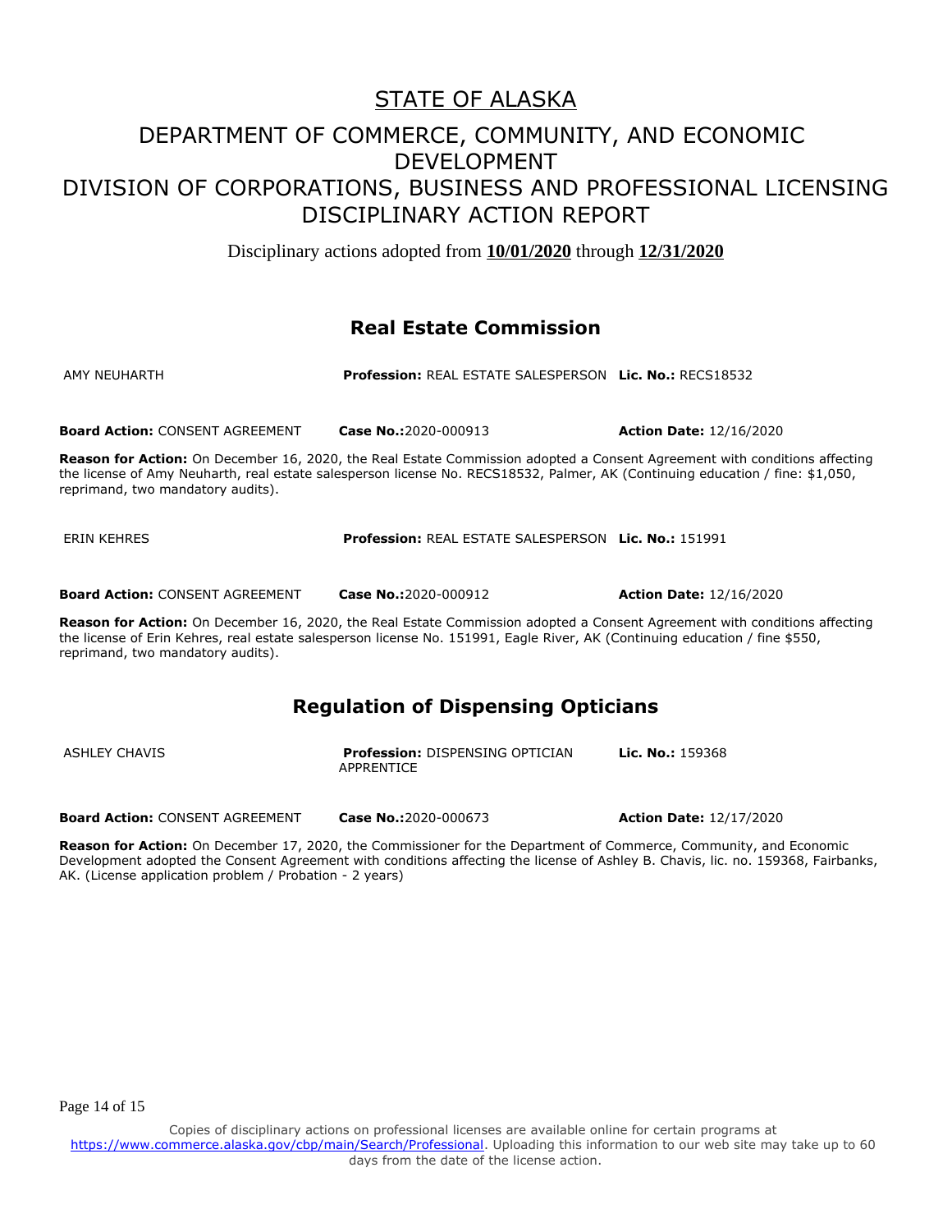# STATE OF ALASKA

## DEPARTMENT OF COMMERCE, COMMUNITY, AND ECONOMIC DEVELOPMENT
## DIVISION OF CORPORATIONS, BUSINESS AND PROFESSIONAL LICENSING
## DISCIPLINARY ACTION REPORT

Disciplinary actions adopted from **10/01/2020** through **12/31/2020**

### Real Estate Commission

AMY NEUHARTH **Profession:** REAL ESTATE SALESPERSON **Lic. No.:** RECS18532

**Board Action:** CONSENT AGREEMENT **Case No.:**2020-000913 **Action Date:** 12/16/2020

**Reason for Action:** On December 16, 2020, the Real Estate Commission adopted a Consent Agreement with conditions affecting the license of Amy Neuharth, real estate salesperson license No. RECS18532, Palmer, AK (Continuing education / fine: $1,050, reprimand, two mandatory audits).

ERIN KEHRES **Profession:** REAL ESTATE SALESPERSON **Lic. No.:** 151991

**Board Action:** CONSENT AGREEMENT **Case No.:**2020-000912 **Action Date:** 12/16/2020

**Reason for Action:** On December 16, 2020, the Real Estate Commission adopted a Consent Agreement with conditions affecting the license of Erin Kehres, real estate salesperson license No. 151991, Eagle River, AK (Continuing education / fine $550, reprimand, two mandatory audits).

### Regulation of Dispensing Opticians

ASHLEY CHAVIS **Profession:** DISPENSING OPTICIAN APPRENTICE **Lic. No.:** 159368

**Board Action:** CONSENT AGREEMENT **Case No.:**2020-000673 **Action Date:** 12/17/2020

**Reason for Action:** On December 17, 2020, the Commissioner for the Department of Commerce, Community, and Economic Development adopted the Consent Agreement with conditions affecting the license of Ashley B. Chavis, lic. no. 159368, Fairbanks, AK. (License application problem / Probation - 2 years)

Copies of disciplinary actions on professional licenses are available online for certain programs at https://www.commerce.alaska.gov/cbp/main/Search/Professional. Uploading this information to our web site may take up to 60 days from the date of the license action.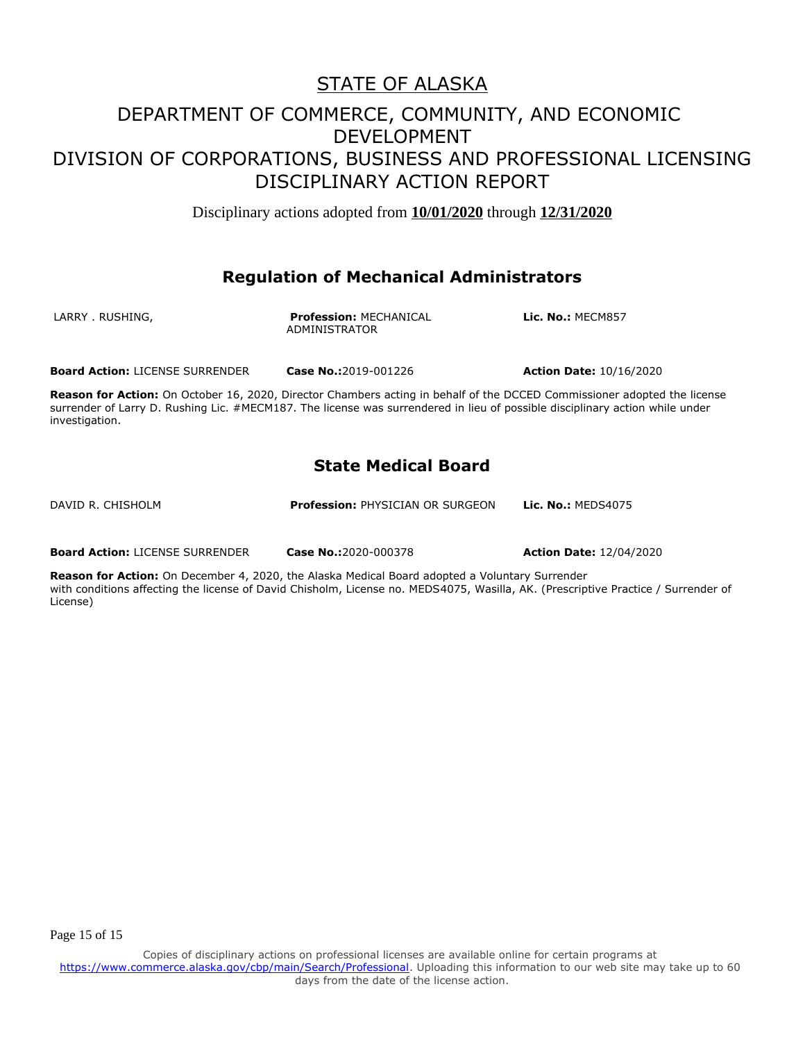# STATE OF ALASKA

## DEPARTMENT OF COMMERCE, COMMUNITY, AND ECONOMIC DEVELOPMENT
## DIVISION OF CORPORATIONS, BUSINESS AND PROFESSIONAL LICENSING
## DISCIPLINARY ACTION REPORT

Disciplinary actions adopted from **10/01/2020** through **12/31/2020**

### Regulation of Mechanical Administrators

LARRY . RUSHING, **Profession:** MECHANICAL ADMINISTRATOR **Lic. No.:** MECM857

**Board Action:** LICENSE SURRENDER **Case No.:** 2019-001226 **Action Date:** 10/16/2020

**Reason for Action:** On October 16, 2020, Director Chambers acting in behalf of the DCCED Commissioner adopted the license surrender of Larry D. Rushing Lic. #MECM187. The license was surrendered in lieu of possible disciplinary action while under investigation.

### State Medical Board

DAVID R. CHISHOLM **Profession:** PHYSICIAN OR SURGEON **Lic. No.:** MEDS4075

**Board Action:** LICENSE SURRENDER **Case No.:** 2020-000378 **Action Date:** 12/04/2020

**Reason for Action:** On December 4, 2020, the Alaska Medical Board adopted a Voluntary Surrender with conditions affecting the license of David Chisholm, License no. MEDS4075, Wasilla, AK. (Prescriptive Practice / Surrender of License)

Copies of disciplinary actions on professional licenses are available online for certain programs at https://www.commerce.alaska.gov/cbp/main/Search/Professional. Uploading this information to our web site may take up to 60 days from the date of the license action.